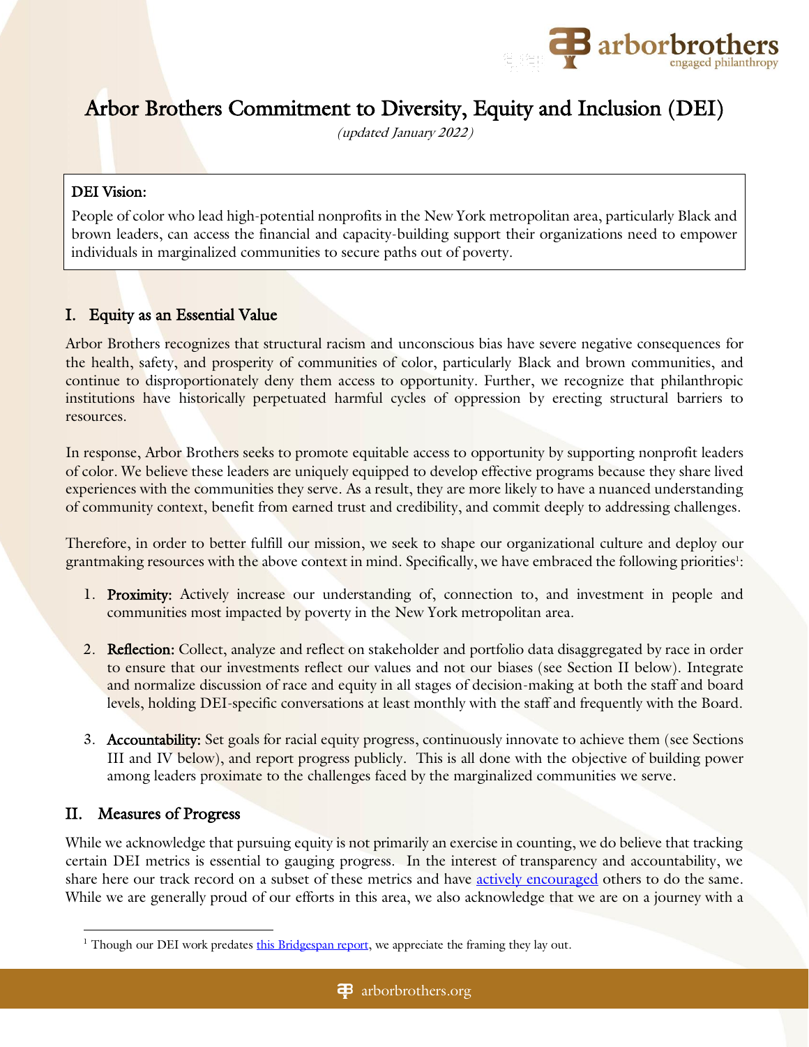# Arbor Brothers Commitment to Diversity, Equity and Inclusion (DEI)

*(updated January 2022)*

**DEI Vision:**

People of color who lead high-potential nonprofits in the New York metropolitan area, particularly Black and brown leaders, can access the financial and capacity-building support their organizations need to empower individuals in marginalized communities to secure paths out of poverty.

## I. Equity as an Essential Value

Arbor Brothers recognizes that structural racism and unconscious bias have severe negative consequences for the health, safety, and prosperity of communities of color, particularly Black and brown communities, and continue to disproportionately deny them access to opportunity. Further, we recognize that philanthropic institutions have historically perpetuated harmful cycles of oppression by erecting structural barriers to resources.

In response, Arbor Brothers seeks to promote equitable access to opportunity by supporting nonprofit leaders of color. We believe these leaders are uniquely equipped to develop effective programs because they share lived experiences with the communities they serve. As a result, they are more likely to have a nuanced understanding of community context, benefit from earned trust and credibility, and commit deeply to addressing challenges.

Therefore, in order to better fulfill our mission, we seek to shape our organizational culture and deploy our grantmaking resources with the above context in mind. Specifically, we have embraced the following priorities[1]:

1. **Proximity:** Actively increase our understanding of, connection to, and investment in people and communities most impacted by poverty in the New York metropolitan area.
2. **Reflection:** Collect, analyze and reflect on stakeholder and portfolio data disaggregated by race in order to ensure that our investments reflect our values and not our biases (see Section II below). Integrate and normalize discussion of race and equity in all stages of decision-making at both the staff and board levels, holding DEI-specific conversations at least monthly with the staff and frequently with the Board.
3. **Accountability:** Set goals for racial equity progress, continuously innovate to achieve them (see Sections III and IV below), and report progress publicly. This is all done with the objective of building power among leaders proximate to the challenges faced by the marginalized communities we serve.

## II. Measures of Progress

While we acknowledge that pursuing equity is not primarily an exercise in counting, we do believe that tracking certain DEI metrics is essential to gauging progress. In the interest of transparency and accountability, we share here our track record on a subset of these metrics and have actively encouraged others to do the same. While we are generally proud of our efforts in this area, we also acknowledge that we are on a journey with a

[1] Though our DEI work predates this Bridgespan report, we appreciate the framing they lay out.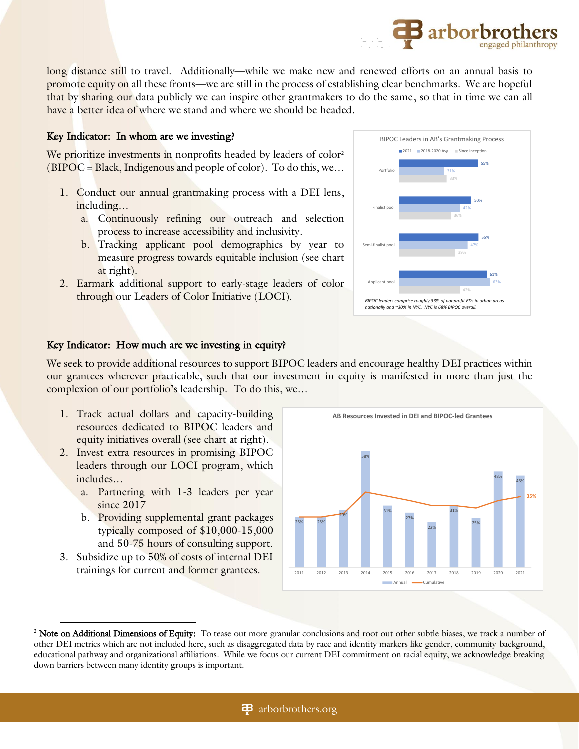long distance still to travel. Additionally—while we make new and renewed efforts on an annual basis to promote equity on all these fronts—we are still in the process of establishing clear benchmarks. We are hopeful that by sharing our data publicly we can inspire other grantmakers to do the same, so that in time we can all have a better idea of where we stand and where we should be headed.

## Key Indicator: In whom are we investing?

We prioritize investments in nonprofits headed by leaders of color[2] (BIPOC = Black, Indigenous and people of color). To do this, we…

1. Conduct our annual grantmaking process with a DEI lens, including…
   a. Continuously refining our outreach and selection process to increase accessibility and inclusivity.
   b. Tracking applicant pool demographics by year to measure progress towards equitable inclusion (see chart at right).
2. Earmark additional support to early-stage leaders of color through our Leaders of Color Initiative (LOCI).

**BIPOC Leaders in AB's Grantmaking Process**

| | 2021 | 2018-2020 Avg. | Since Inception |
|---|---|---|---|
| Portfolio | 55% | 31% | 33% |
| Finalist pool | 50% | 42% | 36% |
| Semi-finalist pool | 55% | 47% | 39% |
| Applicant pool | 61% | 63% | 42% |

*BIPOC leaders comprise roughly 33% of nonprofit EDs in urban areas nationally and ~30% in NYC. NYC is 68% BIPOC overall.*

## Key Indicator: How much are we investing in equity?

We seek to provide additional resources to support BIPOC leaders and encourage healthy DEI practices within our grantees wherever practicable, such that our investment in equity is manifested in more than just the complexion of our portfolio's leadership. To do this, we…

1. Track actual dollars and capacity-building resources dedicated to BIPOC leaders and equity initiatives overall (see chart at right).
2. Invest extra resources in promising BIPOC leaders through our LOCI program, which includes…
   a. Partnering with 1-3 leaders per year since 2017
   b. Providing supplemental grant packages typically composed of $10,000-15,000 and 50-75 hours of consulting support.
3. Subsidize up to 50% of costs of internal DEI trainings for current and former grantees.

**AB Resources Invested in DEI and BIPOC-led Grantees**

| Year | 2011 | 2012 | 2013 | 2014 | 2015 | 2016 | 2017 | 2018 | 2019 | 2020 | 2021 |
|---|---|---|---|---|---|---|---|---|---|---|---|
| Annual | 25% | 25% | 29% | 58% | 31% | 27% | 22% | 31% | 25% | 48% | 46% |

Cumulative (2021): 35%

---

[2] **Note on Additional Dimensions of Equity:** To tease out more granular conclusions and root out other subtle biases, we track a number of other DEI metrics which are not included here, such as disaggregated data by race and identity markers like gender, community background, educational pathway and organizational affiliations. While we focus our current DEI commitment on racial equity, we acknowledge breaking down barriers between many identity groups is important.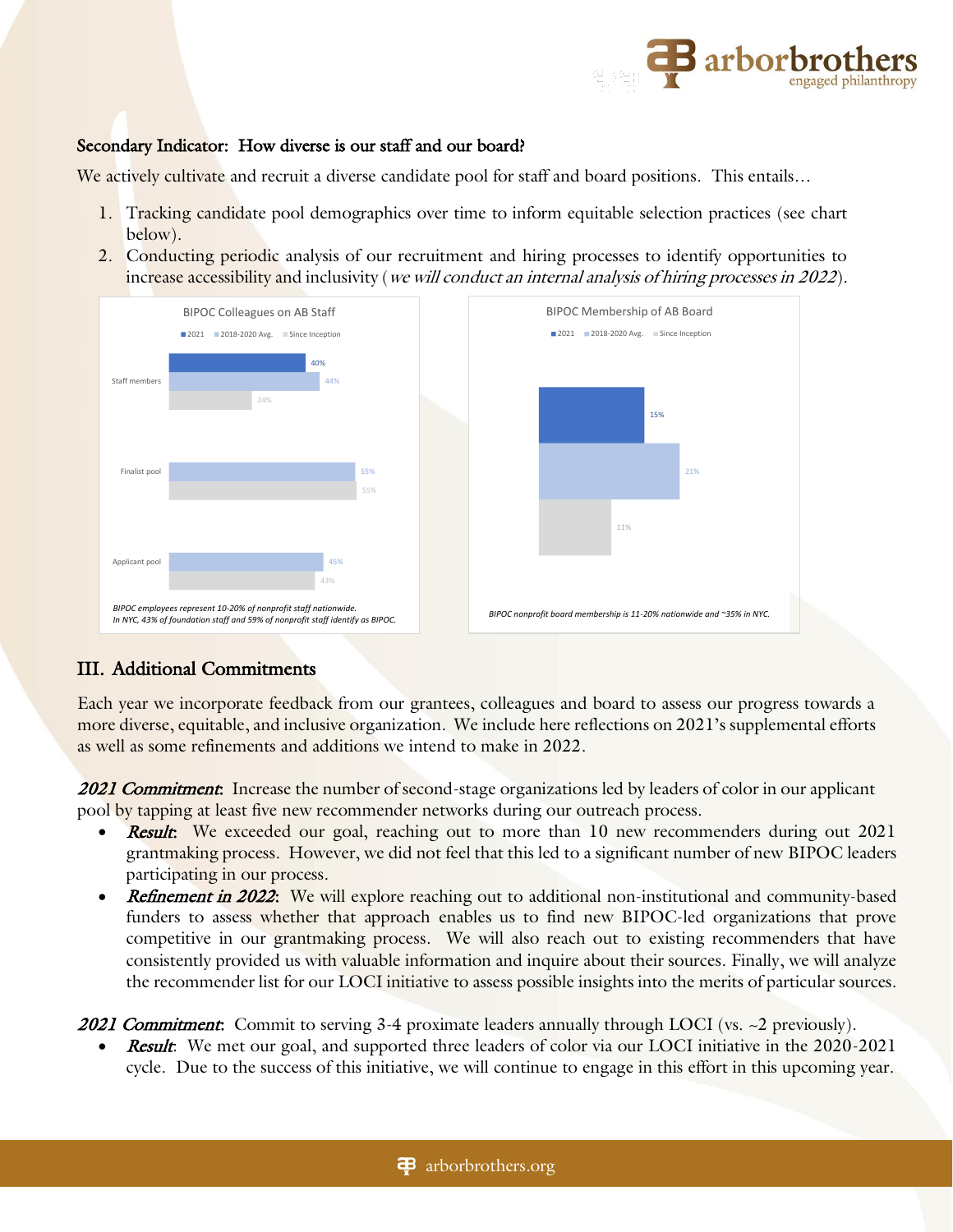#### Secondary Indicator: How diverse is our staff and our board?

We actively cultivate and recruit a diverse candidate pool for staff and board positions. This entails…

1. Tracking candidate pool demographics over time to inform equitable selection practices (see chart below).
2. Conducting periodic analysis of our recruitment and hiring processes to identify opportunities to increase accessibility and inclusivity (*we will conduct an internal analysis of hiring processes in 2022*).

**BIPOC Colleagues on AB Staff**

| | 2021 | 2018-2020 Avg. | Since Inception |
|---|---|---|---|
| Staff members | 40% | 44% | 24% |
| Finalist pool | | 55% | 55% |
| Applicant pool | | 45% | 43% |

*BIPOC employees represent 10-20% of nonprofit staff nationwide.*
*In NYC, 43% of foundation staff and 59% of nonprofit staff identify as BIPOC.*

**BIPOC Membership of AB Board**

| 2021 | 2018-2020 Avg. | Since Inception |
|---|---|---|
| 15% | 21% | 11% |

*BIPOC nonprofit board membership is 11-20% nationwide and ~35% in NYC.*

## III. Additional Commitments

Each year we incorporate feedback from our grantees, colleagues and board to assess our progress towards a more diverse, equitable, and inclusive organization. We include here reflections on 2021's supplemental efforts as well as some refinements and additions we intend to make in 2022.

***2021 Commitment:*** Increase the number of second-stage organizations led by leaders of color in our applicant pool by tapping at least five new recommender networks during our outreach process.

- ***Result:*** We exceeded our goal, reaching out to more than 10 new recommenders during out 2021 grantmaking process. However, we did not feel that this led to a significant number of new BIPOC leaders participating in our process.
- ***Refinement in 2022:*** We will explore reaching out to additional non-institutional and community-based funders to assess whether that approach enables us to find new BIPOC-led organizations that prove competitive in our grantmaking process. We will also reach out to existing recommenders that have consistently provided us with valuable information and inquire about their sources. Finally, we will analyze the recommender list for our LOCI initiative to assess possible insights into the merits of particular sources.

***2021 Commitment:*** Commit to serving 3-4 proximate leaders annually through LOCI (vs. ~2 previously).

- ***Result:*** We met our goal, and supported three leaders of color via our LOCI initiative in the 2020-2021 cycle. Due to the success of this initiative, we will continue to engage in this effort in this upcoming year.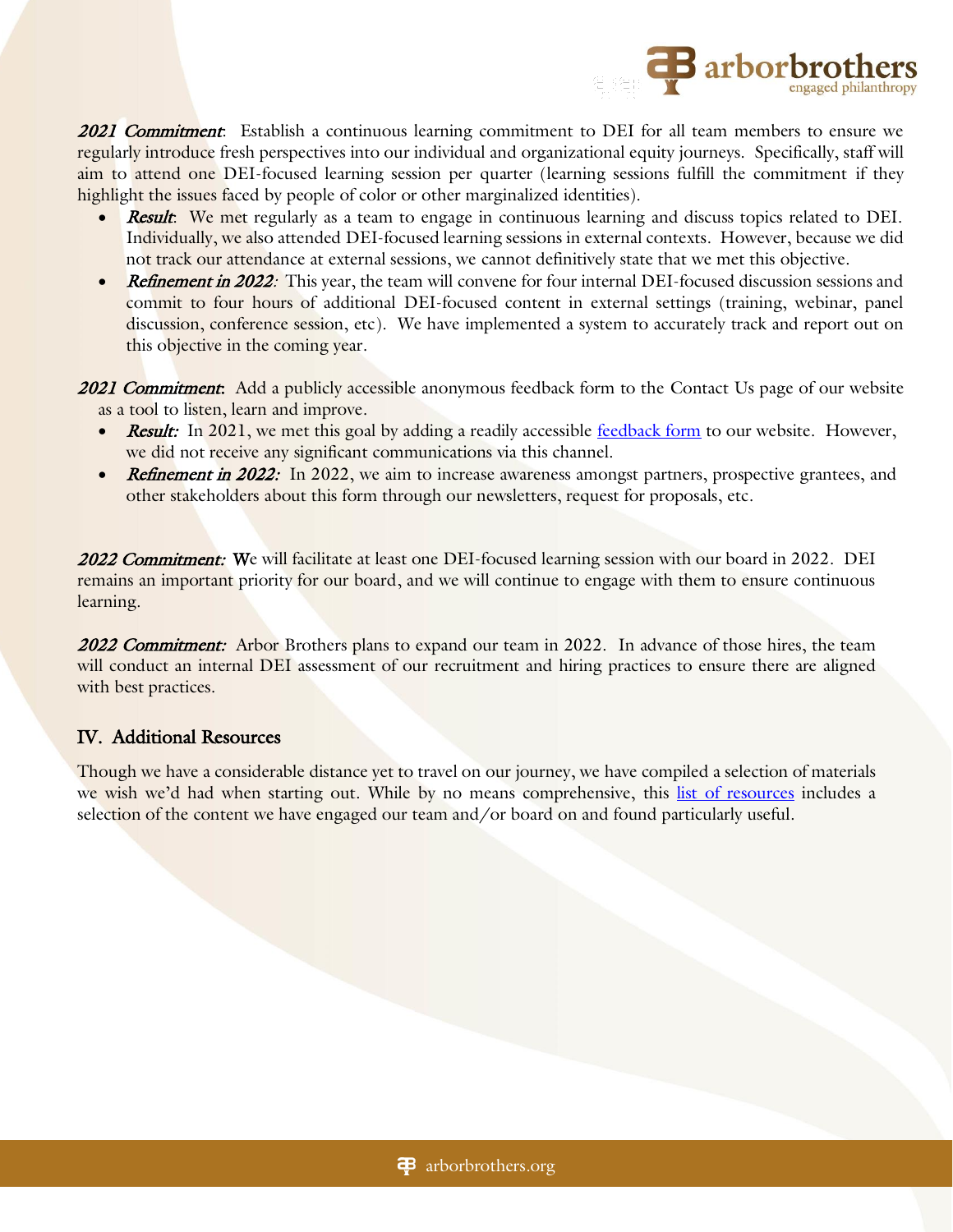***2021 Commitment*:** Establish a continuous learning commitment to DEI for all team members to ensure we regularly introduce fresh perspectives into our individual and organizational equity journeys. Specifically, staff will aim to attend one DEI-focused learning session per quarter (learning sessions fulfill the commitment if they highlight the issues faced by people of color or other marginalized identities).

- ***Result*:** We met regularly as a team to engage in continuous learning and discuss topics related to DEI. Individually, we also attended DEI-focused learning sessions in external contexts. However, because we did not track our attendance at external sessions, we cannot definitively state that we met this objective.
- ***Refinement in 2022*:** This year, the team will convene for four internal DEI-focused discussion sessions and commit to four hours of additional DEI-focused content in external settings (training, webinar, panel discussion, conference session, etc). We have implemented a system to accurately track and report out on this objective in the coming year.

***2021 Commitment*:** Add a publicly accessible anonymous feedback form to the Contact Us page of our website as a tool to listen, learn and improve.

- ***Result:*** In 2021, we met this goal by adding a readily accessible feedback form to our website. However, we did not receive any significant communications via this channel.
- ***Refinement in 2022:*** In 2022, we aim to increase awareness amongst partners, prospective grantees, and other stakeholders about this form through our newsletters, request for proposals, etc.

***2022 Commitment:*** We will facilitate at least one DEI-focused learning session with our board in 2022. DEI remains an important priority for our board, and we will continue to engage with them to ensure continuous learning.

***2022 Commitment:*** Arbor Brothers plans to expand our team in 2022. In advance of those hires, the team will conduct an internal DEI assessment of our recruitment and hiring practices to ensure there are aligned with best practices.

## IV. Additional Resources

Though we have a considerable distance yet to travel on our journey, we have compiled a selection of materials we wish we'd had when starting out. While by no means comprehensive, this list of resources includes a selection of the content we have engaged our team and/or board on and found particularly useful.